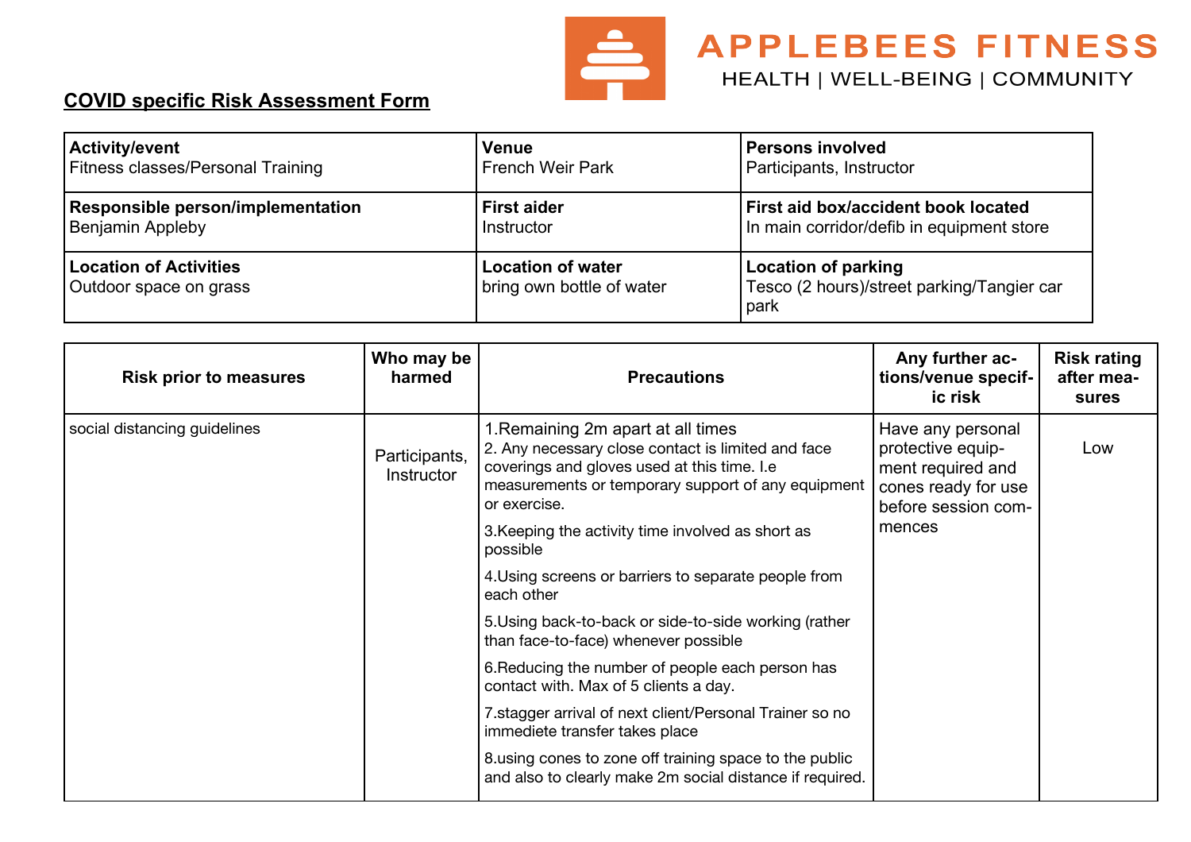**APPLEBEES FITNESS**
HEALTH | WELL-BEING | COMMUNITY

**COVID specific Risk Assessment Form**

| **Activity/event**<br>Fitness classes/Personal Training | **Venue**<br>French Weir Park | **Persons involved**<br>Participants, Instructor |
|---|---|---|
| **Responsible person/implementation**<br>Benjamin Appleby | **First aider**<br>Instructor | **First aid box/accident book located**<br>In main corridor/defib in equipment store |
| **Location of Activities**<br>Outdoor space on grass | **Location of water**<br>bring own bottle of water | **Location of parking**<br>Tesco (2 hours)/street parking/Tangier car park |

| Risk prior to measures | Who may be harmed | Precautions | Any further actions/venue specific risk | Risk rating after measures |
|---|---|---|---|---|
| social distancing guidelines | Participants, Instructor | 1.Remaining 2m apart at all times<br>2. Any necessary close contact is limited and face coverings and gloves used at this time. I.e measurements or temporary support of any equipment or exercise.<br>3.Keeping the activity time involved as short as possible<br>4.Using screens or barriers to separate people from each other<br>5.Using back-to-back or side-to-side working (rather than face-to-face) whenever possible<br>6.Reducing the number of people each person has contact with. Max of 5 clients a day.<br>7.stagger arrival of next client/Personal Trainer so no immediete transfer takes place<br>8.using cones to zone off training space to the public and also to clearly make 2m social distance if required. | Have any personal protective equipment required and cones ready for use before session commences | Low |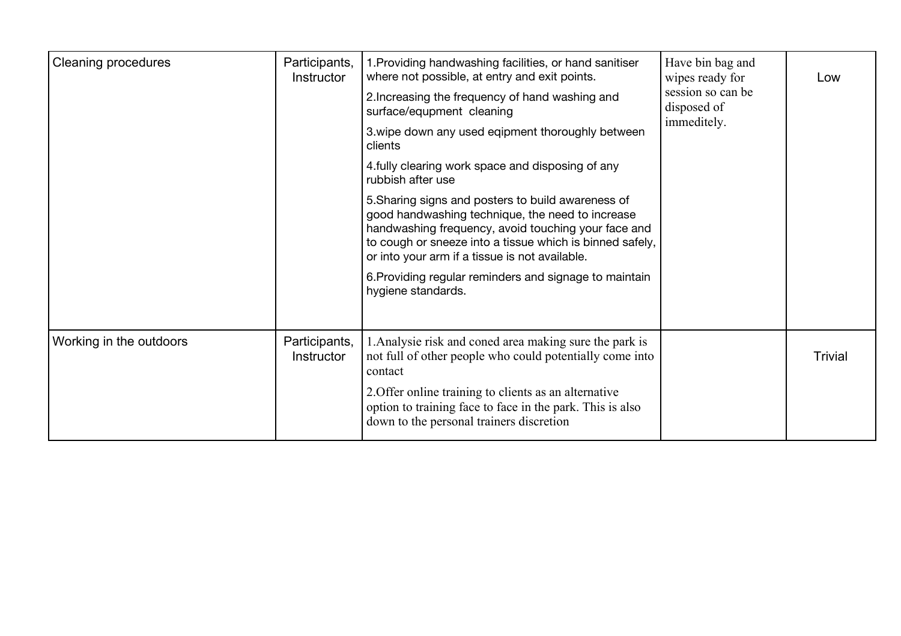| | | | | |
|---|---|---|---|---|
| Cleaning procedures | Participants, Instructor | 1.Providing handwashing facilities, or hand sanitiser where not possible, at entry and exit points.<br>2.Increasing the frequency of hand washing and surface/equpment cleaning<br>3.wipe down any used eqipment thoroughly between clients<br>4.fully clearing work space and disposing of any rubbish after use<br>5.Sharing signs and posters to build awareness of good handwashing technique, the need to increase handwashing frequency, avoid touching your face and to cough or sneeze into a tissue which is binned safely, or into your arm if a tissue is not available.<br>6.Providing regular reminders and signage to maintain hygiene standards. | Have bin bag and wipes ready for session so can be disposed of immeditely. | Low |
| Working in the outdoors | Participants, Instructor | 1.Analysie risk and coned area making sure the park is not full of other people who could potentially come into contact<br>2.Offer online training to clients as an alternative option to training face to face in the park. This is also down to the personal trainers discretion | | Trivial |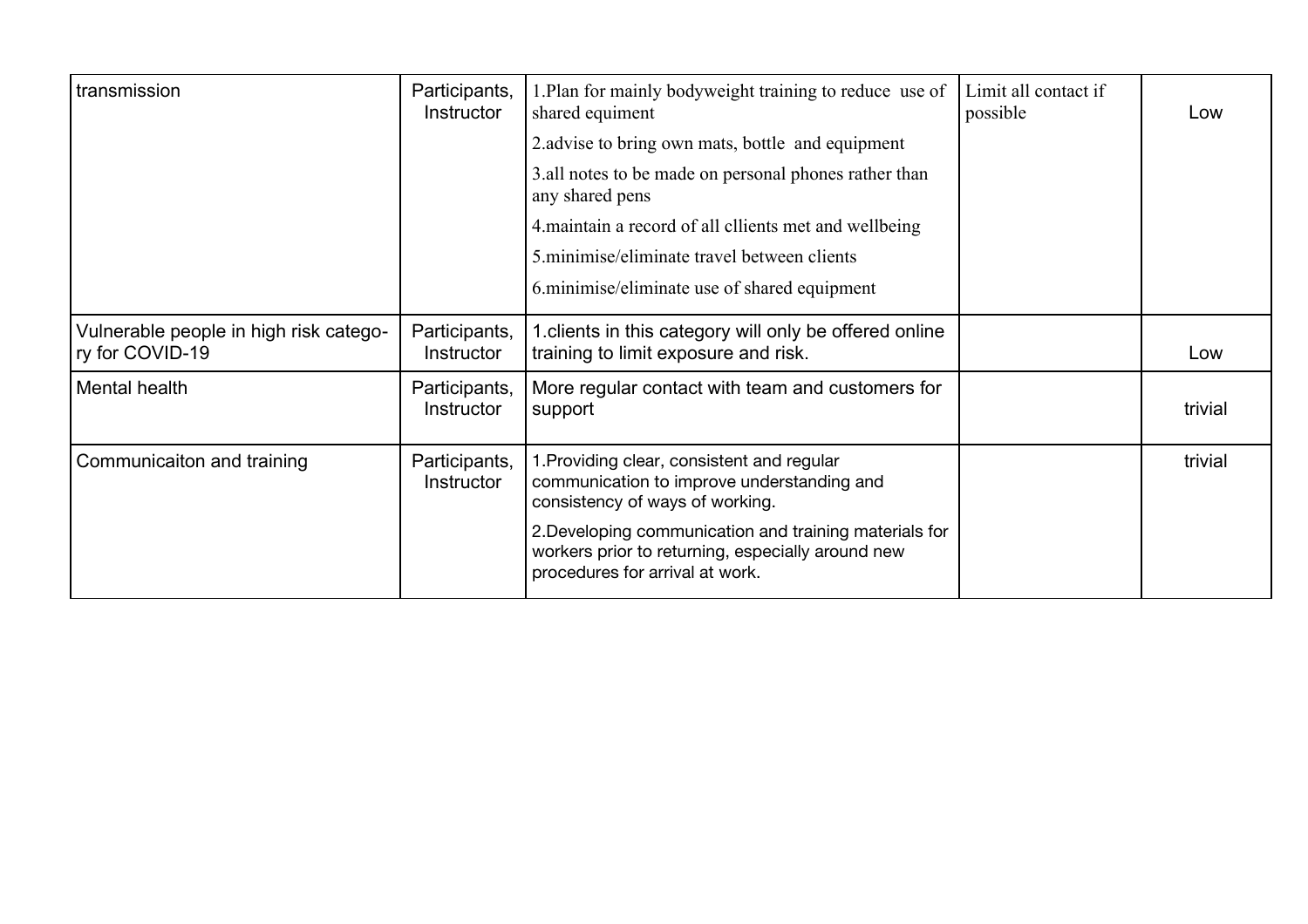| | | | | |
|---|---|---|---|---|
| transmission | Participants, Instructor | 1.Plan for mainly bodyweight training to reduce use of shared equiment<br>2.advise to bring own mats, bottle and equipment<br>3.all notes to be made on personal phones rather than any shared pens<br>4.maintain a record of all cllients met and wellbeing<br>5.minimise/eliminate travel between clients<br>6.minimise/eliminate use of shared equipment | Limit all contact if possible | Low |
| Vulnerable people in high risk category for COVID-19 | Participants, Instructor | 1.clients in this category will only be offered online training to limit exposure and risk. | | Low |
| Mental health | Participants, Instructor | More regular contact with team and customers for support | | trivial |
| Communicaiton and training | Participants, Instructor | 1.Providing clear, consistent and regular communication to improve understanding and consistency of ways of working.<br>2.Developing communication and training materials for workers prior to returning, especially around new procedures for arrival at work. | | trivial |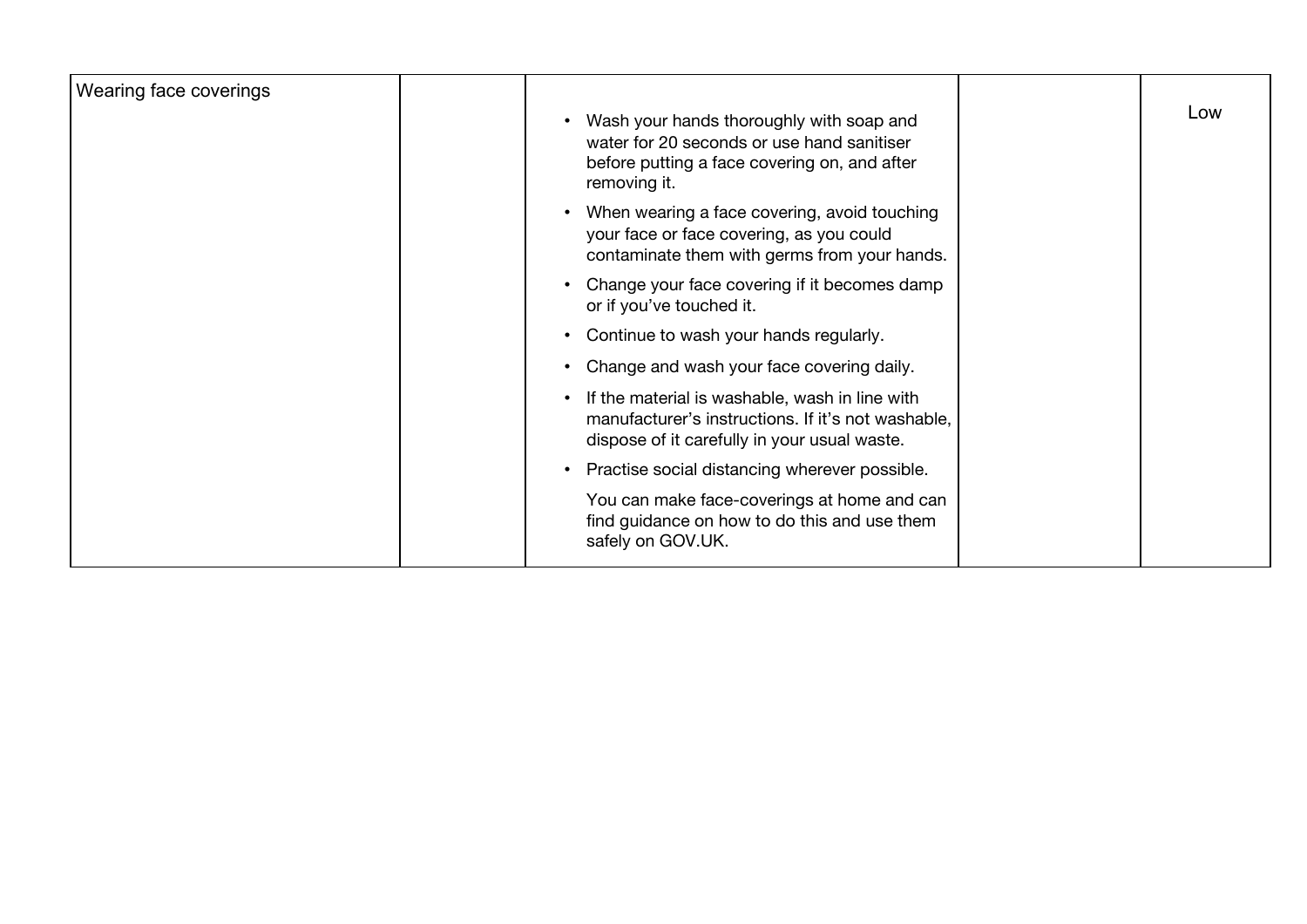| | | | | |
|---|---|---|---|---|
| Wearing face coverings | | • Wash your hands thoroughly with soap and water for 20 seconds or use hand sanitiser before putting a face covering on, and after removing it.<br>• When wearing a face covering, avoid touching your face or face covering, as you could contaminate them with germs from your hands.<br>• Change your face covering if it becomes damp or if you've touched it.<br>• Continue to wash your hands regularly.<br>• Change and wash your face covering daily.<br>• If the material is washable, wash in line with manufacturer's instructions. If it's not washable, dispose of it carefully in your usual waste.<br>• Practise social distancing wherever possible.<br>You can make face-coverings at home and can find guidance on how to do this and use them safely on GOV.UK. | | Low |